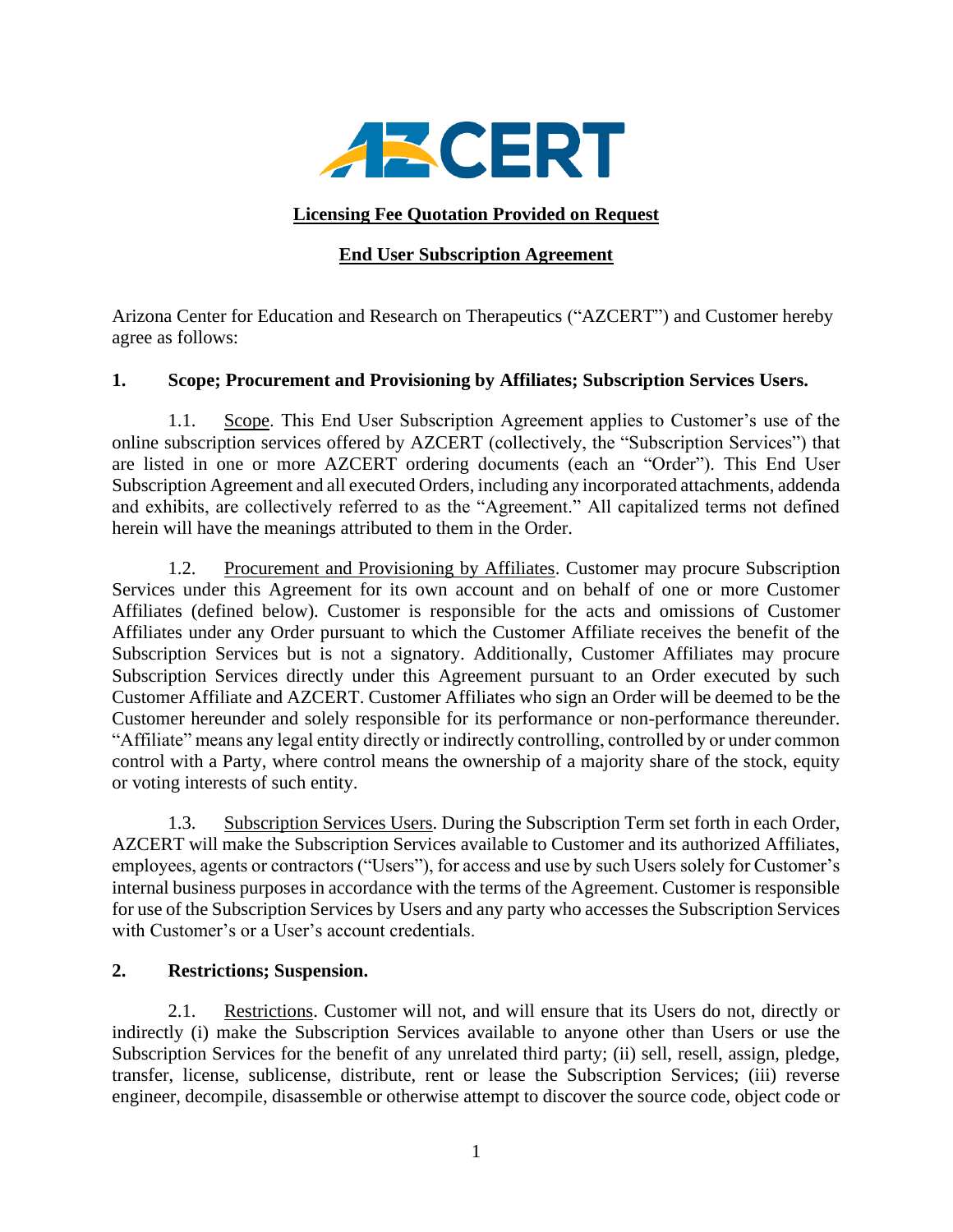**Licensing Fee Quotation Provided on Request**

**End User Subscription Agreement**

Arizona Center for Education and Research on Therapeutics ("AZCERT") and Customer hereby agree as follows:

## 1. Scope; Procurement and Provisioning by Affiliates; Subscription Services Users.

1.1. Scope. This End User Subscription Agreement applies to Customer's use of the online subscription services offered by AZCERT (collectively, the "Subscription Services") that are listed in one or more AZCERT ordering documents (each an "Order"). This End User Subscription Agreement and all executed Orders, including any incorporated attachments, addenda and exhibits, are collectively referred to as the "Agreement." All capitalized terms not defined herein will have the meanings attributed to them in the Order.

1.2. Procurement and Provisioning by Affiliates. Customer may procure Subscription Services under this Agreement for its own account and on behalf of one or more Customer Affiliates (defined below). Customer is responsible for the acts and omissions of Customer Affiliates under any Order pursuant to which the Customer Affiliate receives the benefit of the Subscription Services but is not a signatory. Additionally, Customer Affiliates may procure Subscription Services directly under this Agreement pursuant to an Order executed by such Customer Affiliate and AZCERT. Customer Affiliates who sign an Order will be deemed to be the Customer hereunder and solely responsible for its performance or non-performance thereunder. "Affiliate" means any legal entity directly or indirectly controlling, controlled by or under common control with a Party, where control means the ownership of a majority share of the stock, equity or voting interests of such entity.

1.3. Subscription Services Users. During the Subscription Term set forth in each Order, AZCERT will make the Subscription Services available to Customer and its authorized Affiliates, employees, agents or contractors ("Users"), for access and use by such Users solely for Customer's internal business purposes in accordance with the terms of the Agreement. Customer is responsible for use of the Subscription Services by Users and any party who accesses the Subscription Services with Customer's or a User's account credentials.

## 2. Restrictions; Suspension.

2.1. Restrictions. Customer will not, and will ensure that its Users do not, directly or indirectly (i) make the Subscription Services available to anyone other than Users or use the Subscription Services for the benefit of any unrelated third party; (ii) sell, resell, assign, pledge, transfer, license, sublicense, distribute, rent or lease the Subscription Services; (iii) reverse engineer, decompile, disassemble or otherwise attempt to discover the source code, object code or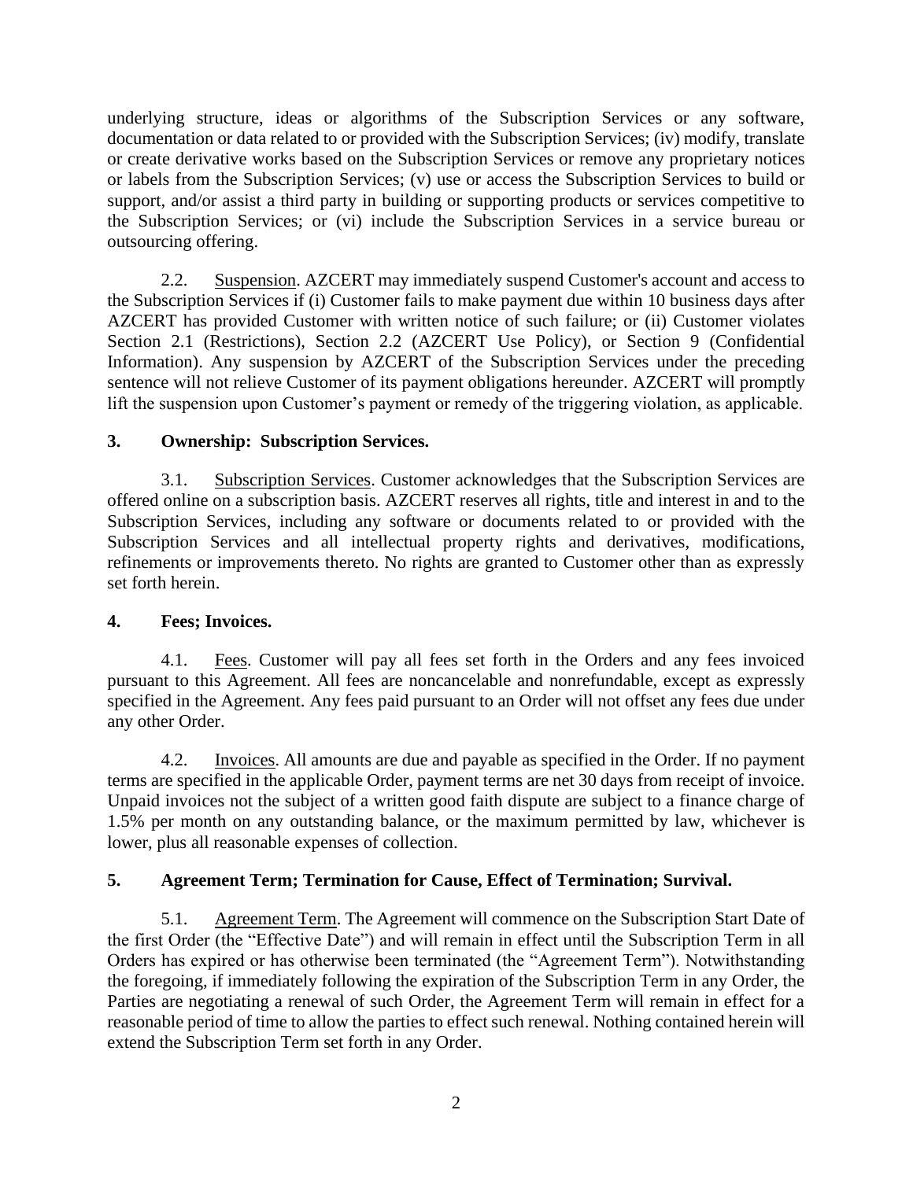underlying structure, ideas or algorithms of the Subscription Services or any software, documentation or data related to or provided with the Subscription Services; (iv) modify, translate or create derivative works based on the Subscription Services or remove any proprietary notices or labels from the Subscription Services; (v) use or access the Subscription Services to build or support, and/or assist a third party in building or supporting products or services competitive to the Subscription Services; or (vi) include the Subscription Services in a service bureau or outsourcing offering.

2.2. Suspension. AZCERT may immediately suspend Customer's account and access to the Subscription Services if (i) Customer fails to make payment due within 10 business days after AZCERT has provided Customer with written notice of such failure; or (ii) Customer violates Section 2.1 (Restrictions), Section 2.2 (AZCERT Use Policy), or Section 9 (Confidential Information). Any suspension by AZCERT of the Subscription Services under the preceding sentence will not relieve Customer of its payment obligations hereunder. AZCERT will promptly lift the suspension upon Customer's payment or remedy of the triggering violation, as applicable.

## 3. Ownership: Subscription Services.

3.1. Subscription Services. Customer acknowledges that the Subscription Services are offered online on a subscription basis. AZCERT reserves all rights, title and interest in and to the Subscription Services, including any software or documents related to or provided with the Subscription Services and all intellectual property rights and derivatives, modifications, refinements or improvements thereto. No rights are granted to Customer other than as expressly set forth herein.

## 4. Fees; Invoices.

4.1. Fees. Customer will pay all fees set forth in the Orders and any fees invoiced pursuant to this Agreement. All fees are noncancelable and nonrefundable, except as expressly specified in the Agreement. Any fees paid pursuant to an Order will not offset any fees due under any other Order.

4.2. Invoices. All amounts are due and payable as specified in the Order. If no payment terms are specified in the applicable Order, payment terms are net 30 days from receipt of invoice. Unpaid invoices not the subject of a written good faith dispute are subject to a finance charge of 1.5% per month on any outstanding balance, or the maximum permitted by law, whichever is lower, plus all reasonable expenses of collection.

## 5. Agreement Term; Termination for Cause, Effect of Termination; Survival.

5.1. Agreement Term. The Agreement will commence on the Subscription Start Date of the first Order (the "Effective Date") and will remain in effect until the Subscription Term in all Orders has expired or has otherwise been terminated (the "Agreement Term"). Notwithstanding the foregoing, if immediately following the expiration of the Subscription Term in any Order, the Parties are negotiating a renewal of such Order, the Agreement Term will remain in effect for a reasonable period of time to allow the parties to effect such renewal. Nothing contained herein will extend the Subscription Term set forth in any Order.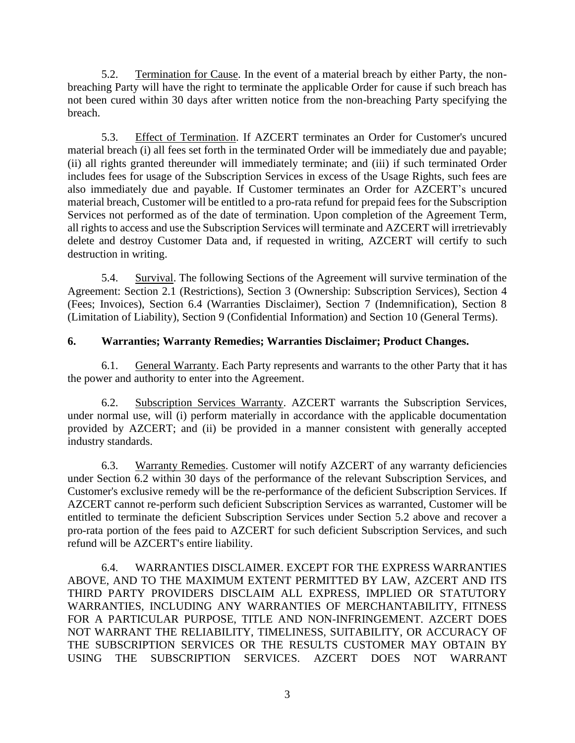5.2. Termination for Cause. In the event of a material breach by either Party, the non-breaching Party will have the right to terminate the applicable Order for cause if such breach has not been cured within 30 days after written notice from the non-breaching Party specifying the breach.

5.3. Effect of Termination. If AZCERT terminates an Order for Customer's uncured material breach (i) all fees set forth in the terminated Order will be immediately due and payable; (ii) all rights granted thereunder will immediately terminate; and (iii) if such terminated Order includes fees for usage of the Subscription Services in excess of the Usage Rights, such fees are also immediately due and payable. If Customer terminates an Order for AZCERT's uncured material breach, Customer will be entitled to a pro-rata refund for prepaid fees for the Subscription Services not performed as of the date of termination. Upon completion of the Agreement Term, all rights to access and use the Subscription Services will terminate and AZCERT will irretrievably delete and destroy Customer Data and, if requested in writing, AZCERT will certify to such destruction in writing.

5.4. Survival. The following Sections of the Agreement will survive termination of the Agreement: Section 2.1 (Restrictions), Section 3 (Ownership: Subscription Services), Section 4 (Fees; Invoices), Section 6.4 (Warranties Disclaimer), Section 7 (Indemnification), Section 8 (Limitation of Liability), Section 9 (Confidential Information) and Section 10 (General Terms).

## 6. Warranties; Warranty Remedies; Warranties Disclaimer; Product Changes.

6.1. General Warranty. Each Party represents and warrants to the other Party that it has the power and authority to enter into the Agreement.

6.2. Subscription Services Warranty. AZCERT warrants the Subscription Services, under normal use, will (i) perform materially in accordance with the applicable documentation provided by AZCERT; and (ii) be provided in a manner consistent with generally accepted industry standards.

6.3. Warranty Remedies. Customer will notify AZCERT of any warranty deficiencies under Section 6.2 within 30 days of the performance of the relevant Subscription Services, and Customer's exclusive remedy will be the re-performance of the deficient Subscription Services. If AZCERT cannot re-perform such deficient Subscription Services as warranted, Customer will be entitled to terminate the deficient Subscription Services under Section 5.2 above and recover a pro-rata portion of the fees paid to AZCERT for such deficient Subscription Services, and such refund will be AZCERT's entire liability.

6.4. WARRANTIES DISCLAIMER. EXCEPT FOR THE EXPRESS WARRANTIES ABOVE, AND TO THE MAXIMUM EXTENT PERMITTED BY LAW, AZCERT AND ITS THIRD PARTY PROVIDERS DISCLAIM ALL EXPRESS, IMPLIED OR STATUTORY WARRANTIES, INCLUDING ANY WARRANTIES OF MERCHANTABILITY, FITNESS FOR A PARTICULAR PURPOSE, TITLE AND NON-INFRINGEMENT. AZCERT DOES NOT WARRANT THE RELIABILITY, TIMELINESS, SUITABILITY, OR ACCURACY OF THE SUBSCRIPTION SERVICES OR THE RESULTS CUSTOMER MAY OBTAIN BY USING THE SUBSCRIPTION SERVICES. AZCERT DOES NOT WARRANT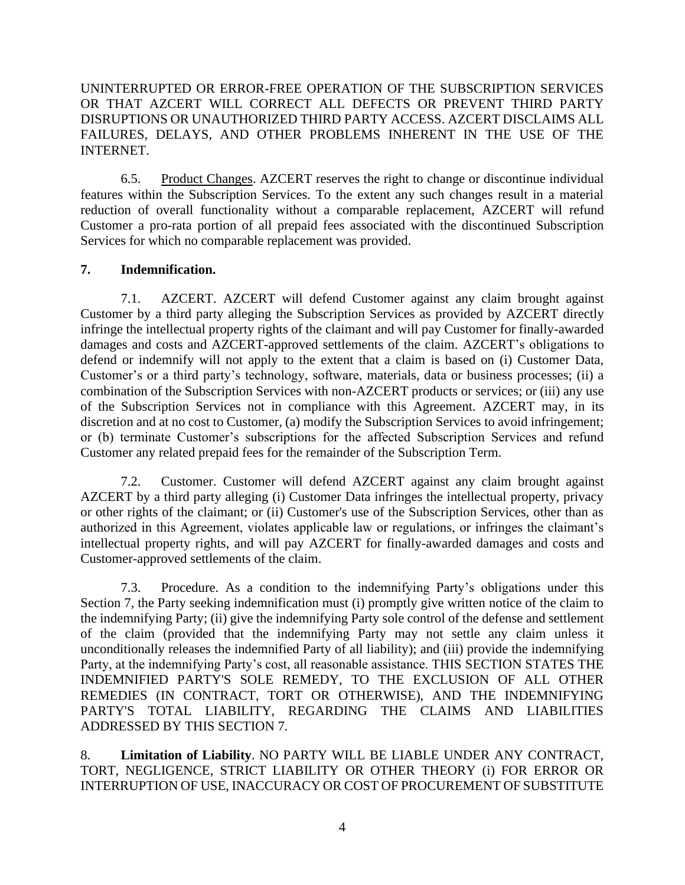UNINTERRUPTED OR ERROR-FREE OPERATION OF THE SUBSCRIPTION SERVICES OR THAT AZCERT WILL CORRECT ALL DEFECTS OR PREVENT THIRD PARTY DISRUPTIONS OR UNAUTHORIZED THIRD PARTY ACCESS. AZCERT DISCLAIMS ALL FAILURES, DELAYS, AND OTHER PROBLEMS INHERENT IN THE USE OF THE INTERNET.

6.5. Product Changes. AZCERT reserves the right to change or discontinue individual features within the Subscription Services. To the extent any such changes result in a material reduction of overall functionality without a comparable replacement, AZCERT will refund Customer a pro-rata portion of all prepaid fees associated with the discontinued Subscription Services for which no comparable replacement was provided.

**7. Indemnification.**

7.1. AZCERT. AZCERT will defend Customer against any claim brought against Customer by a third party alleging the Subscription Services as provided by AZCERT directly infringe the intellectual property rights of the claimant and will pay Customer for finally-awarded damages and costs and AZCERT-approved settlements of the claim. AZCERT's obligations to defend or indemnify will not apply to the extent that a claim is based on (i) Customer Data, Customer's or a third party's technology, software, materials, data or business processes; (ii) a combination of the Subscription Services with non-AZCERT products or services; or (iii) any use of the Subscription Services not in compliance with this Agreement. AZCERT may, in its discretion and at no cost to Customer, (a) modify the Subscription Services to avoid infringement; or (b) terminate Customer's subscriptions for the affected Subscription Services and refund Customer any related prepaid fees for the remainder of the Subscription Term.

7.2. Customer. Customer will defend AZCERT against any claim brought against AZCERT by a third party alleging (i) Customer Data infringes the intellectual property, privacy or other rights of the claimant; or (ii) Customer's use of the Subscription Services, other than as authorized in this Agreement, violates applicable law or regulations, or infringes the claimant's intellectual property rights, and will pay AZCERT for finally-awarded damages and costs and Customer-approved settlements of the claim.

7.3. Procedure. As a condition to the indemnifying Party's obligations under this Section 7, the Party seeking indemnification must (i) promptly give written notice of the claim to the indemnifying Party; (ii) give the indemnifying Party sole control of the defense and settlement of the claim (provided that the indemnifying Party may not settle any claim unless it unconditionally releases the indemnified Party of all liability); and (iii) provide the indemnifying Party, at the indemnifying Party's cost, all reasonable assistance. THIS SECTION STATES THE INDEMNIFIED PARTY'S SOLE REMEDY, TO THE EXCLUSION OF ALL OTHER REMEDIES (IN CONTRACT, TORT OR OTHERWISE), AND THE INDEMNIFYING PARTY'S TOTAL LIABILITY, REGARDING THE CLAIMS AND LIABILITIES ADDRESSED BY THIS SECTION 7.

8. **Limitation of Liability**. NO PARTY WILL BE LIABLE UNDER ANY CONTRACT, TORT, NEGLIGENCE, STRICT LIABILITY OR OTHER THEORY (i) FOR ERROR OR INTERRUPTION OF USE, INACCURACY OR COST OF PROCUREMENT OF SUBSTITUTE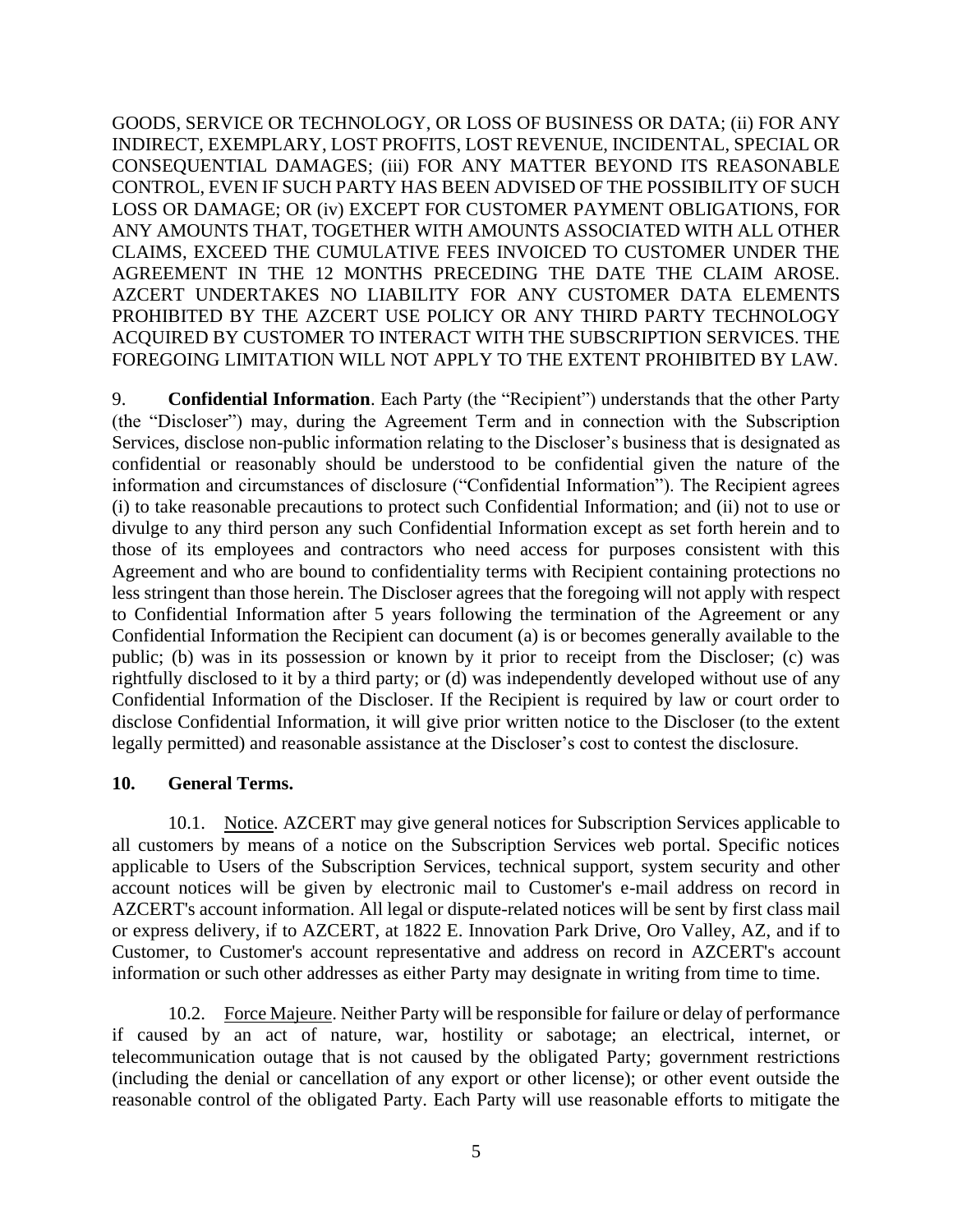GOODS, SERVICE OR TECHNOLOGY, OR LOSS OF BUSINESS OR DATA; (ii) FOR ANY INDIRECT, EXEMPLARY, LOST PROFITS, LOST REVENUE, INCIDENTAL, SPECIAL OR CONSEQUENTIAL DAMAGES; (iii) FOR ANY MATTER BEYOND ITS REASONABLE CONTROL, EVEN IF SUCH PARTY HAS BEEN ADVISED OF THE POSSIBILITY OF SUCH LOSS OR DAMAGE; OR (iv) EXCEPT FOR CUSTOMER PAYMENT OBLIGATIONS, FOR ANY AMOUNTS THAT, TOGETHER WITH AMOUNTS ASSOCIATED WITH ALL OTHER CLAIMS, EXCEED THE CUMULATIVE FEES INVOICED TO CUSTOMER UNDER THE AGREEMENT IN THE 12 MONTHS PRECEDING THE DATE THE CLAIM AROSE. AZCERT UNDERTAKES NO LIABILITY FOR ANY CUSTOMER DATA ELEMENTS PROHIBITED BY THE AZCERT USE POLICY OR ANY THIRD PARTY TECHNOLOGY ACQUIRED BY CUSTOMER TO INTERACT WITH THE SUBSCRIPTION SERVICES. THE FOREGOING LIMITATION WILL NOT APPLY TO THE EXTENT PROHIBITED BY LAW.

9. **Confidential Information**. Each Party (the "Recipient") understands that the other Party (the "Discloser") may, during the Agreement Term and in connection with the Subscription Services, disclose non-public information relating to the Discloser's business that is designated as confidential or reasonably should be understood to be confidential given the nature of the information and circumstances of disclosure ("Confidential Information"). The Recipient agrees (i) to take reasonable precautions to protect such Confidential Information; and (ii) not to use or divulge to any third person any such Confidential Information except as set forth herein and to those of its employees and contractors who need access for purposes consistent with this Agreement and who are bound to confidentiality terms with Recipient containing protections no less stringent than those herein. The Discloser agrees that the foregoing will not apply with respect to Confidential Information after 5 years following the termination of the Agreement or any Confidential Information the Recipient can document (a) is or becomes generally available to the public; (b) was in its possession or known by it prior to receipt from the Discloser; (c) was rightfully disclosed to it by a third party; or (d) was independently developed without use of any Confidential Information of the Discloser. If the Recipient is required by law or court order to disclose Confidential Information, it will give prior written notice to the Discloser (to the extent legally permitted) and reasonable assistance at the Discloser's cost to contest the disclosure.

**10. General Terms.**

10.1. Notice. AZCERT may give general notices for Subscription Services applicable to all customers by means of a notice on the Subscription Services web portal. Specific notices applicable to Users of the Subscription Services, technical support, system security and other account notices will be given by electronic mail to Customer's e-mail address on record in AZCERT's account information. All legal or dispute-related notices will be sent by first class mail or express delivery, if to AZCERT, at 1822 E. Innovation Park Drive, Oro Valley, AZ, and if to Customer, to Customer's account representative and address on record in AZCERT's account information or such other addresses as either Party may designate in writing from time to time.

10.2. Force Majeure. Neither Party will be responsible for failure or delay of performance if caused by an act of nature, war, hostility or sabotage; an electrical, internet, or telecommunication outage that is not caused by the obligated Party; government restrictions (including the denial or cancellation of any export or other license); or other event outside the reasonable control of the obligated Party. Each Party will use reasonable efforts to mitigate the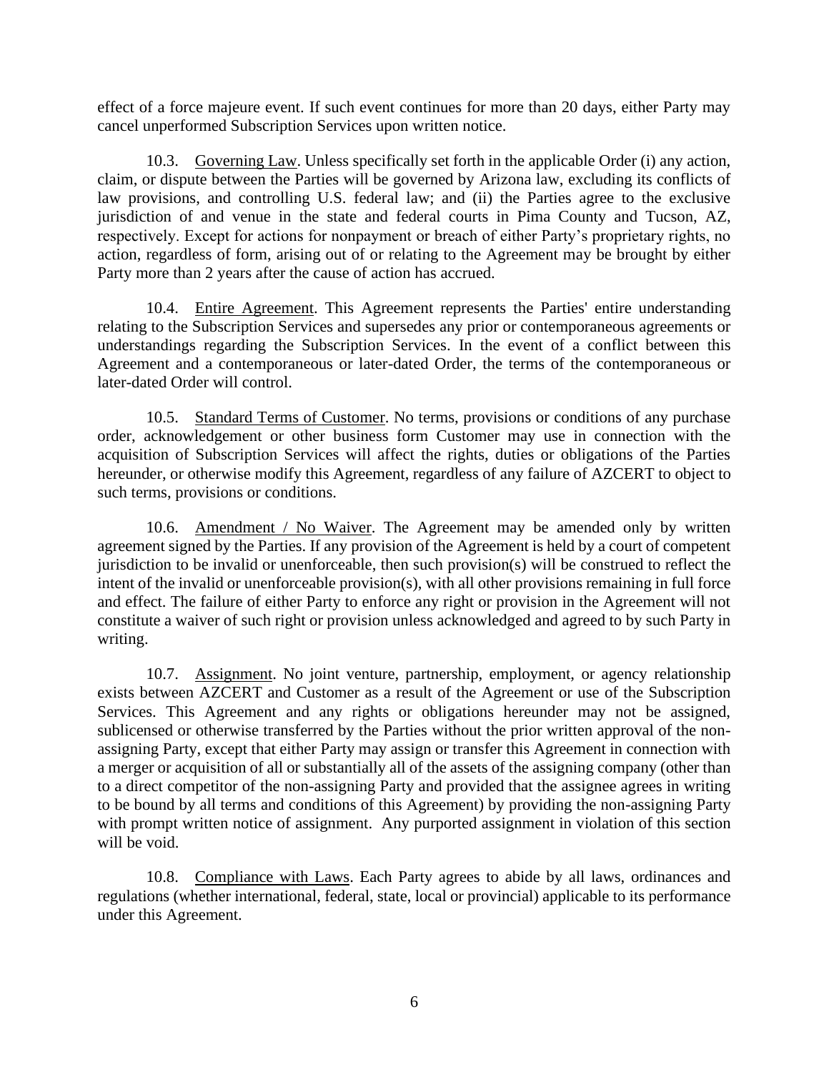effect of a force majeure event. If such event continues for more than 20 days, either Party may cancel unperformed Subscription Services upon written notice.

10.3. Governing Law. Unless specifically set forth in the applicable Order (i) any action, claim, or dispute between the Parties will be governed by Arizona law, excluding its conflicts of law provisions, and controlling U.S. federal law; and (ii) the Parties agree to the exclusive jurisdiction of and venue in the state and federal courts in Pima County and Tucson, AZ, respectively. Except for actions for nonpayment or breach of either Party's proprietary rights, no action, regardless of form, arising out of or relating to the Agreement may be brought by either Party more than 2 years after the cause of action has accrued.

10.4. Entire Agreement. This Agreement represents the Parties' entire understanding relating to the Subscription Services and supersedes any prior or contemporaneous agreements or understandings regarding the Subscription Services. In the event of a conflict between this Agreement and a contemporaneous or later-dated Order, the terms of the contemporaneous or later-dated Order will control.

10.5. Standard Terms of Customer. No terms, provisions or conditions of any purchase order, acknowledgement or other business form Customer may use in connection with the acquisition of Subscription Services will affect the rights, duties or obligations of the Parties hereunder, or otherwise modify this Agreement, regardless of any failure of AZCERT to object to such terms, provisions or conditions.

10.6. Amendment / No Waiver. The Agreement may be amended only by written agreement signed by the Parties. If any provision of the Agreement is held by a court of competent jurisdiction to be invalid or unenforceable, then such provision(s) will be construed to reflect the intent of the invalid or unenforceable provision(s), with all other provisions remaining in full force and effect. The failure of either Party to enforce any right or provision in the Agreement will not constitute a waiver of such right or provision unless acknowledged and agreed to by such Party in writing.

10.7. Assignment. No joint venture, partnership, employment, or agency relationship exists between AZCERT and Customer as a result of the Agreement or use of the Subscription Services. This Agreement and any rights or obligations hereunder may not be assigned, sublicensed or otherwise transferred by the Parties without the prior written approval of the non-assigning Party, except that either Party may assign or transfer this Agreement in connection with a merger or acquisition of all or substantially all of the assets of the assigning company (other than to a direct competitor of the non-assigning Party and provided that the assignee agrees in writing to be bound by all terms and conditions of this Agreement) by providing the non-assigning Party with prompt written notice of assignment. Any purported assignment in violation of this section will be void.

10.8. Compliance with Laws. Each Party agrees to abide by all laws, ordinances and regulations (whether international, federal, state, local or provincial) applicable to its performance under this Agreement.